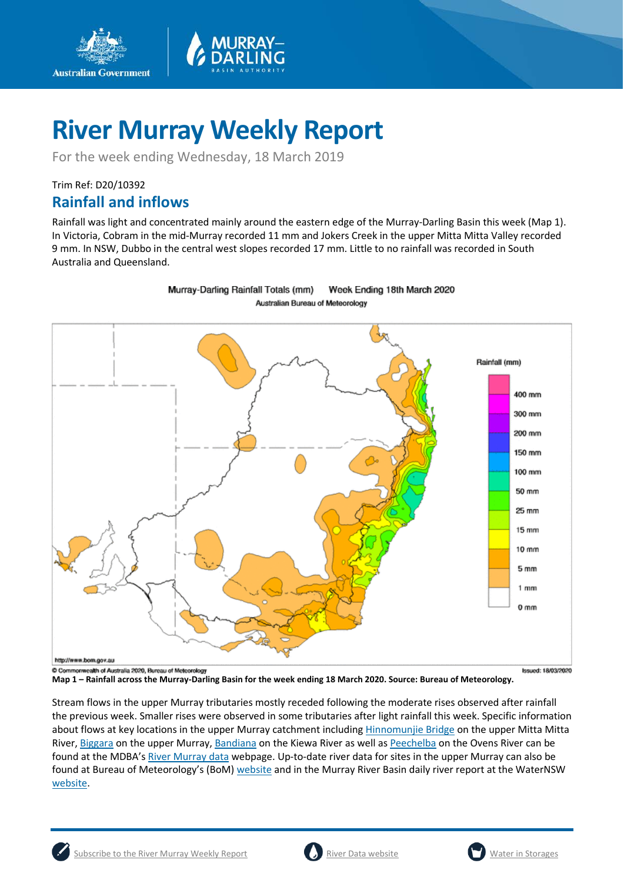# River Murray Weekly Report

For the week ending Wednesday, 18 March 2019

Trim Ref: D20/10392

## Rainfall and inflows

Rainfall was light and concentrated mainly around the eastern edge of the Murray-Darling Basin this week (Map 1). In Victoria, Cobram in the mid-Murray recorded 11 mm and Jokers Creek in the upper Mitta Mitta Valley recorded 9 mm. In NSW, Dubbo in the central west slopes recorded 17 mm. Little to no rainfall was recorded in South Australia and Queensland.

**Map 1 – Rainfall across the Murray-Darling Basin for the week ending 18 March 2020. Source: Bureau of Meteorology.**

Stream flows in the upper Murray tributaries mostly receded following the moderate rises observed after rainfall the previous week. Smaller rises were observed in some tributaries after light rainfall this week. Specific information about flows at key locations in the upper Murray catchment including Hinnomunjie Bridge on the upper Mitta Mitta River, Biggara on the upper Murray, Bandiana on the Kiewa River as well as Peechelba on the Ovens River can be found at the MDBA's River Murray data webpage. Up-to-date river data for sites in the upper Murray can also be found at Bureau of Meteorology's (BoM) website and in the Murray River Basin daily river report at the WaterNSW website.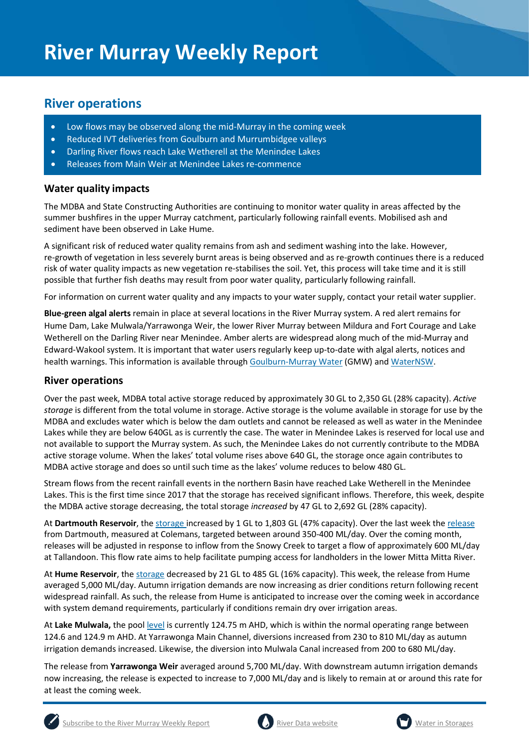# River Murray Weekly Report

## River operations

- Low flows may be observed along the mid-Murray in the coming week
- Reduced IVT deliveries from Goulburn and Murrumbidgee valleys
- Darling River flows reach Lake Wetherell at the Menindee Lakes
- Releases from Main Weir at Menindee Lakes re-commence

### Water quality impacts

The MDBA and State Constructing Authorities are continuing to monitor water quality in areas affected by the summer bushfires in the upper Murray catchment, particularly following rainfall events. Mobilised ash and sediment have been observed in Lake Hume.

A significant risk of reduced water quality remains from ash and sediment washing into the lake. However, re-growth of vegetation in less severely burnt areas is being observed and as re-growth continues there is a reduced risk of water quality impacts as new vegetation re-stabilises the soil. Yet, this process will take time and it is still possible that further fish deaths may result from poor water quality, particularly following rainfall.

For information on current water quality and any impacts to your water supply, contact your retail water supplier.

**Blue-green algal alerts** remain in place at several locations in the River Murray system. A red alert remains for Hume Dam, Lake Mulwala/Yarrawonga Weir, the lower River Murray between Mildura and Fort Courage and Lake Wetherell on the Darling River near Menindee. Amber alerts are widespread along much of the mid-Murray and Edward-Wakool system. It is important that water users regularly keep up-to-date with algal alerts, notices and health warnings. This information is available through Goulburn-Murray Water (GMW) and WaterNSW.

### River operations

Over the past week, MDBA total active storage reduced by approximately 30 GL to 2,350 GL (28% capacity). *Active storage* is different from the total volume in storage. Active storage is the volume available in storage for use by the MDBA and excludes water which is below the dam outlets and cannot be released as well as water in the Menindee Lakes while they are below 640GL as is currently the case. The water in Menindee Lakes is reserved for local use and not available to support the Murray system. As such, the Menindee Lakes do not currently contribute to the MDBA active storage volume. When the lakes' total volume rises above 640 GL, the storage once again contributes to MDBA active storage and does so until such time as the lakes' volume reduces to below 480 GL.

Stream flows from the recent rainfall events in the northern Basin have reached Lake Wetherell in the Menindee Lakes. This is the first time since 2017 that the storage has received significant inflows. Therefore, this week, despite the MDBA active storage decreasing, the total storage *increased* by 47 GL to 2,692 GL (28% capacity).

At **Dartmouth Reservoir**, the storage increased by 1 GL to 1,803 GL (47% capacity). Over the last week the release from Dartmouth, measured at Colemans, targeted between around 350-400 ML/day. Over the coming month, releases will be adjusted in response to inflow from the Snowy Creek to target a flow of approximately 600 ML/day at Tallandoon. This flow rate aims to help facilitate pumping access for landholders in the lower Mitta Mitta River.

At **Hume Reservoir**, the storage decreased by 21 GL to 485 GL (16% capacity). This week, the release from Hume averaged 5,000 ML/day. Autumn irrigation demands are now increasing as drier conditions return following recent widespread rainfall. As such, the release from Hume is anticipated to increase over the coming week in accordance with system demand requirements, particularly if conditions remain dry over irrigation areas.

At **Lake Mulwala,** the pool level is currently 124.75 m AHD, which is within the normal operating range between 124.6 and 124.9 m AHD. At Yarrawonga Main Channel, diversions increased from 230 to 810 ML/day as autumn irrigation demands increased. Likewise, the diversion into Mulwala Canal increased from 200 to 680 ML/day.

The release from **Yarrawonga Weir** averaged around 5,700 ML/day. With downstream autumn irrigation demands now increasing, the release is expected to increase to 7,000 ML/day and is likely to remain at or around this rate for at least the coming week.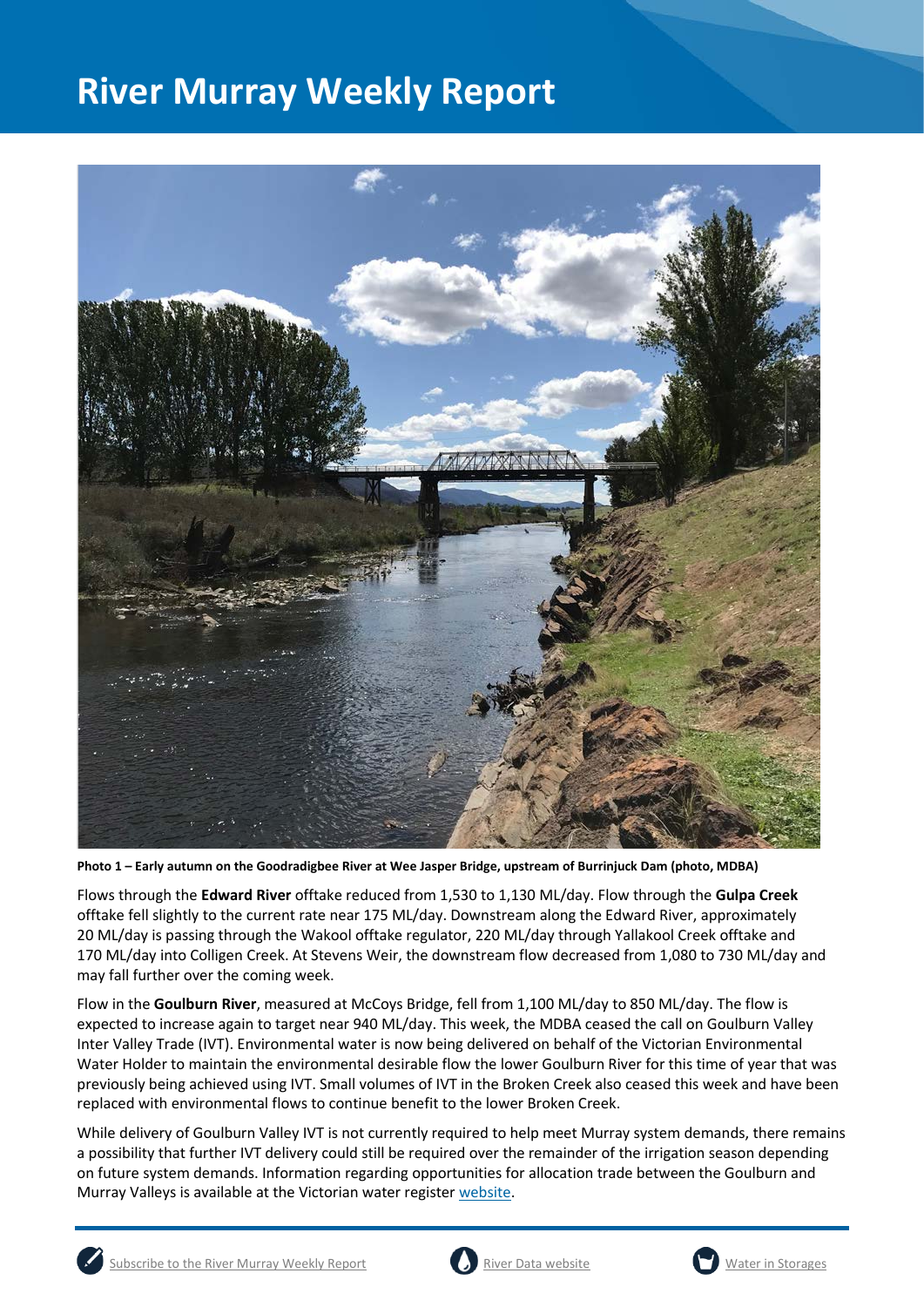# River Murray Weekly Report

**Photo 1 – Early autumn on the Goodradigbee River at Wee Jasper Bridge, upstream of Burrinjuck Dam (photo, MDBA)**

Flows through the **Edward River** offtake reduced from 1,530 to 1,130 ML/day. Flow through the **Gulpa Creek** offtake fell slightly to the current rate near 175 ML/day. Downstream along the Edward River, approximately 20 ML/day is passing through the Wakool offtake regulator, 220 ML/day through Yallakool Creek offtake and 170 ML/day into Colligen Creek. At Stevens Weir, the downstream flow decreased from 1,080 to 730 ML/day and may fall further over the coming week.

Flow in the **Goulburn River**, measured at McCoys Bridge, fell from 1,100 ML/day to 850 ML/day. The flow is expected to increase again to target near 940 ML/day. This week, the MDBA ceased the call on Goulburn Valley Inter Valley Trade (IVT). Environmental water is now being delivered on behalf of the Victorian Environmental Water Holder to maintain the environmental desirable flow the lower Goulburn River for this time of year that was previously being achieved using IVT. Small volumes of IVT in the Broken Creek also ceased this week and have been replaced with environmental flows to continue benefit to the lower Broken Creek.

While delivery of Goulburn Valley IVT is not currently required to help meet Murray system demands, there remains a possibility that further IVT delivery could still be required over the remainder of the irrigation season depending on future system demands. Information regarding opportunities for allocation trade between the Goulburn and Murray Valleys is available at the Victorian water register website.

Subscribe to the River Murray Weekly Report | River Data website | Water in Storages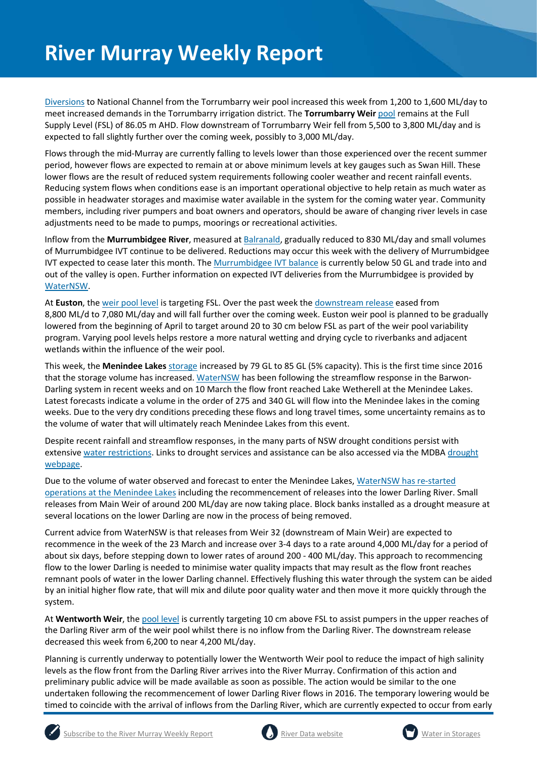Diversions to National Channel from the Torrumbarry weir pool increased this week from 1,200 to 1,600 ML/day to meet increased demands in the Torrumbarry irrigation district. The **Torrumbarry Weir** pool remains at the Full Supply Level (FSL) of 86.05 m AHD. Flow downstream of Torrumbarry Weir fell from 5,500 to 3,800 ML/day and is expected to fall slightly further over the coming week, possibly to 3,000 ML/day.

Flows through the mid-Murray are currently falling to levels lower than those experienced over the recent summer period, however flows are expected to remain at or above minimum levels at key gauges such as Swan Hill. These lower flows are the result of reduced system requirements following cooler weather and recent rainfall events. Reducing system flows when conditions ease is an important operational objective to help retain as much water as possible in headwater storages and maximise water available in the system for the coming water year. Community members, including river pumpers and boat owners and operators, should be aware of changing river levels in case adjustments need to be made to pumps, moorings or recreational activities.

Inflow from the **Murrumbidgee River**, measured at Balranald, gradually reduced to 830 ML/day and small volumes of Murrumbidgee IVT continue to be delivered. Reductions may occur this week with the delivery of Murrumbidgee IVT expected to cease later this month. The Murrumbidgee IVT balance is currently below 50 GL and trade into and out of the valley is open. Further information on expected IVT deliveries from the Murrumbidgee is provided by WaterNSW.

At **Euston**, the weir pool level is targeting FSL. Over the past week the downstream release eased from 8,800 ML/d to 7,080 ML/day and will fall further over the coming week. Euston weir pool is planned to be gradually lowered from the beginning of April to target around 20 to 30 cm below FSL as part of the weir pool variability program. Varying pool levels helps restore a more natural wetting and drying cycle to riverbanks and adjacent wetlands within the influence of the weir pool.

This week, the **Menindee Lakes** storage increased by 79 GL to 85 GL (5% capacity). This is the first time since 2016 that the storage volume has increased. WaterNSW has been following the streamflow response in the Barwon-Darling system in recent weeks and on 10 March the flow front reached Lake Wetherell at the Menindee Lakes. Latest forecasts indicate a volume in the order of 275 and 340 GL will flow into the Menindee lakes in the coming weeks. Due to the very dry conditions preceding these flows and long travel times, some uncertainty remains as to the volume of water that will ultimately reach Menindee Lakes from this event.

Despite recent rainfall and streamflow responses, in the many parts of NSW drought conditions persist with extensive water restrictions. Links to drought services and assistance can be also accessed via the MDBA drought webpage.

Due to the volume of water observed and forecast to enter the Menindee Lakes, WaterNSW has re-started operations at the Menindee Lakes including the recommencement of releases into the lower Darling River. Small releases from Main Weir of around 200 ML/day are now taking place. Block banks installed as a drought measure at several locations on the lower Darling are now in the process of being removed.

Current advice from WaterNSW is that releases from Weir 32 (downstream of Main Weir) are expected to recommence in the week of the 23 March and increase over 3-4 days to a rate around 4,000 ML/day for a period of about six days, before stepping down to lower rates of around 200 - 400 ML/day. This approach to recommencing flow to the lower Darling is needed to minimise water quality impacts that may result as the flow front reaches remnant pools of water in the lower Darling channel. Effectively flushing this water through the system can be aided by an initial higher flow rate, that will mix and dilute poor quality water and then move it more quickly through the system.

At **Wentworth Weir**, the pool level is currently targeting 10 cm above FSL to assist pumpers in the upper reaches of the Darling River arm of the weir pool whilst there is no inflow from the Darling River. The downstream release decreased this week from 6,200 to near 4,200 ML/day.

Planning is currently underway to potentially lower the Wentworth Weir pool to reduce the impact of high salinity levels as the flow front from the Darling River arrives into the River Murray. Confirmation of this action and preliminary public advice will be made available as soon as possible. The action would be similar to the one undertaken following the recommencement of lower Darling River flows in 2016. The temporary lowering would be timed to coincide with the arrival of inflows from the Darling River, which are currently expected to occur from early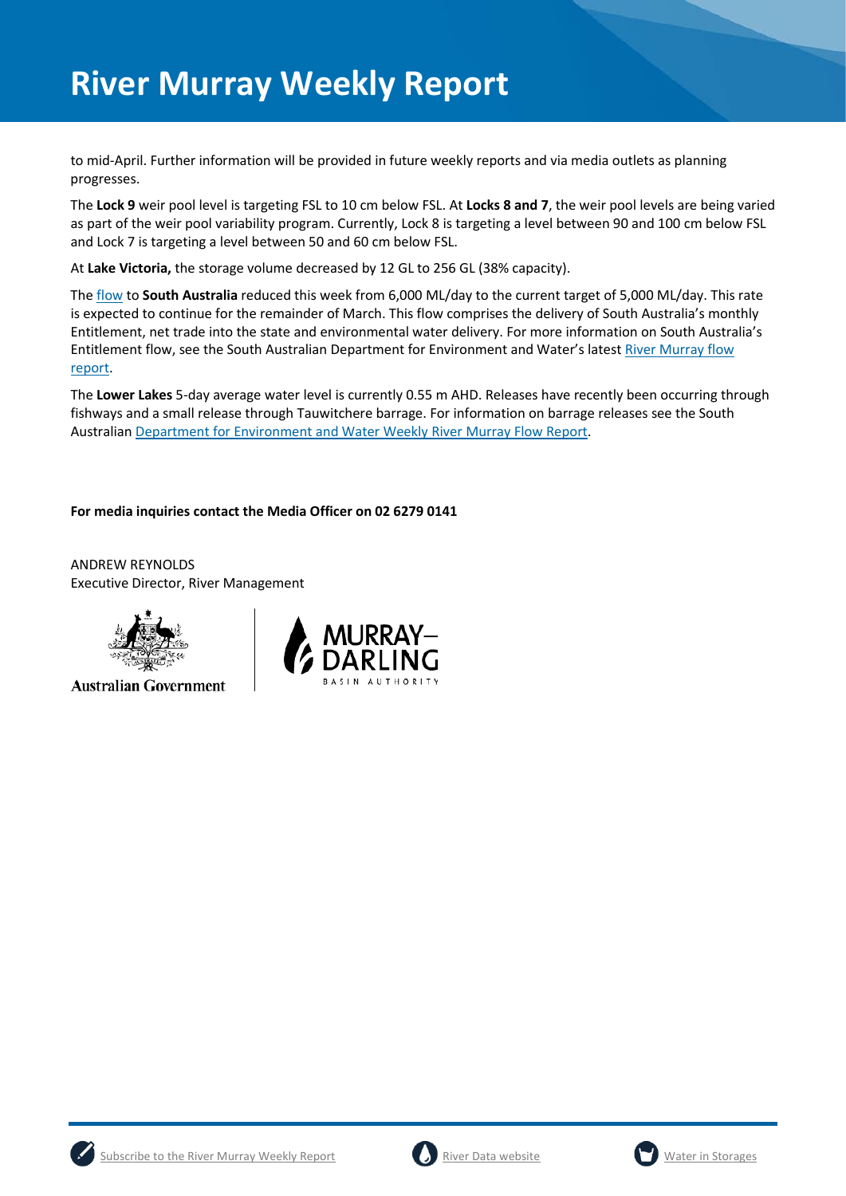to mid-April. Further information will be provided in future weekly reports and via media outlets as planning progresses.

The **Lock 9** weir pool level is targeting FSL to 10 cm below FSL. At **Locks 8 and 7**, the weir pool levels are being varied as part of the weir pool variability program. Currently, Lock 8 is targeting a level between 90 and 100 cm below FSL and Lock 7 is targeting a level between 50 and 60 cm below FSL.

At **Lake Victoria,** the storage volume decreased by 12 GL to 256 GL (38% capacity).

The flow to **South Australia** reduced this week from 6,000 ML/day to the current target of 5,000 ML/day. This rate is expected to continue for the remainder of March. This flow comprises the delivery of South Australia's monthly Entitlement, net trade into the state and environmental water delivery. For more information on South Australia's Entitlement flow, see the South Australian Department for Environment and Water's latest River Murray flow report.

The **Lower Lakes** 5-day average water level is currently 0.55 m AHD. Releases have recently been occurring through fishways and a small release through Tauwitchere barrage. For information on barrage releases see the South Australian Department for Environment and Water Weekly River Murray Flow Report.

**For media inquiries contact the Media Officer on 02 6279 0141**

ANDREW REYNOLDS
Executive Director, River Management

Australian Government

MURRAY–DARLING BASIN AUTHORITY

Subscribe to the River Murray Weekly Report | River Data website | Water in Storages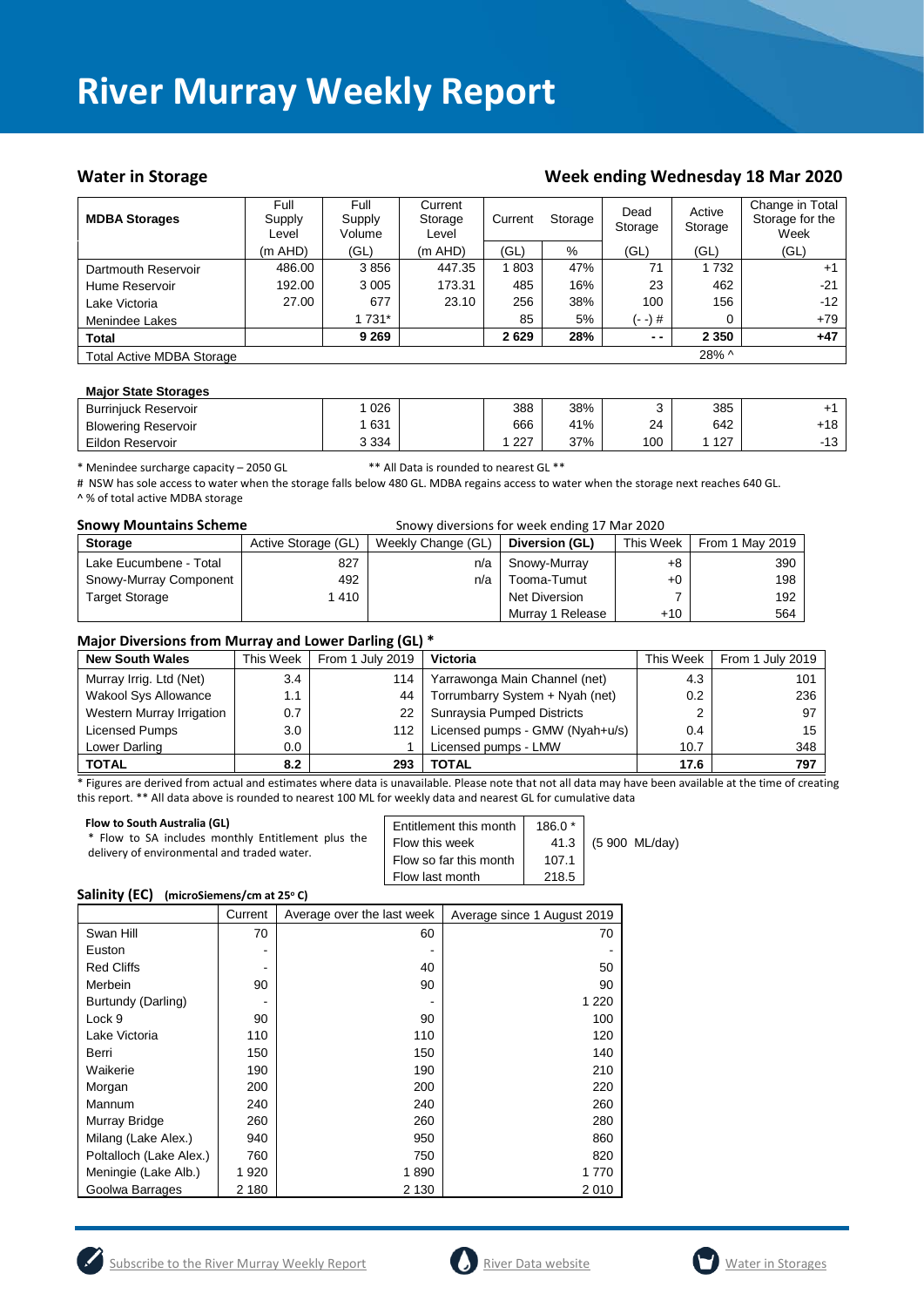# River Murray Weekly Report

## Water in Storage

## Week ending Wednesday 18 Mar 2020

| MDBA Storages | Full Supply Level | Full Supply Volume | Current Storage Level | Current | Storage | Dead Storage | Active Storage | Change in Total Storage for the Week |
|---|---|---|---|---|---|---|---|---|
| | (m AHD) | (GL) | (m AHD) | (GL) | % | (GL) | (GL) | (GL) |
| Dartmouth Reservoir | 486.00 | 3 856 | 447.35 | 1 803 | 47% | 71 | 1 732 | +1 |
| Hume Reservoir | 192.00 | 3 005 | 173.31 | 485 | 16% | 23 | 462 | -21 |
| Lake Victoria | 27.00 | 677 | 23.10 | 256 | 38% | 100 | 156 | -12 |
| Menindee Lakes | | 1 731* | | 85 | 5% | (- -) # | 0 | +79 |
| **Total** | | **9 269** | | **2 629** | **28%** | **- -** | **2 350** | **+47** |
| Total Active MDBA Storage | | | | | | | 28% ^ | |

**Major State Storages**

| Storage | Full Supply Volume | | Current (GL) | % | Dead Storage | Active Storage | Change |
|---|---|---|---|---|---|---|---|
| Burrinjuck Reservoir | 1 026 | | 388 | 38% | 3 | 385 | +1 |
| Blowering Reservoir | 1 631 | | 666 | 41% | 24 | 642 | +18 |
| Eildon Reservoir | 3 334 | | 1 227 | 37% | 100 | 1 127 | -13 |

\* Menindee surcharge capacity – 2050 GL ** All Data is rounded to nearest GL **

# NSW has sole access to water when the storage falls below 480 GL. MDBA regains access to water when the storage next reaches 640 GL.

^ % of total active MDBA storage

**Snowy Mountains Scheme** Snowy diversions for week ending 17 Mar 2020

| Storage | Active Storage (GL) | Weekly Change (GL) | Diversion (GL) | This Week | From 1 May 2019 |
|---|---|---|---|---|---|
| Lake Eucumbene - Total | 827 | n/a | Snowy-Murray | +8 | 390 |
| Snowy-Murray Component | 492 | n/a | Tooma-Tumut | +0 | 198 |
| Target Storage | 1 410 | | Net Diversion | 7 | 192 |
| | | | Murray 1 Release | +10 | 564 |

**Major Diversions from Murray and Lower Darling (GL) \***

| New South Wales | This Week | From 1 July 2019 | Victoria | This Week | From 1 July 2019 |
|---|---|---|---|---|---|
| Murray Irrig. Ltd (Net) | 3.4 | 114 | Yarrawonga Main Channel (net) | 4.3 | 101 |
| Wakool Sys Allowance | 1.1 | 44 | Torrumbarry System + Nyah (net) | 0.2 | 236 |
| Western Murray Irrigation | 0.7 | 22 | Sunraysia Pumped Districts | 2 | 97 |
| Licensed Pumps | 3.0 | 112 | Licensed pumps - GMW (Nyah+u/s) | 0.4 | 15 |
| Lower Darling | 0.0 | 1 | Licensed pumps - LMW | 10.7 | 348 |
| **TOTAL** | **8.2** | **293** | **TOTAL** | **17.6** | **797** |

\* Figures are derived from actual and estimates where data is unavailable. Please note that not all data may have been available at the time of creating this report. ** All data above is rounded to nearest 100 ML for weekly data and nearest GL for cumulative data

**Flow to South Australia (GL)**

\* Flow to SA includes monthly Entitlement plus the delivery of environmental and traded water.

| | | |
|---|---|---|
| Entitlement this month | 186.0 * | |
| Flow this week | 41.3 | (5 900 ML/day) |
| Flow so far this month | 107.1 | |
| Flow last month | 218.5 | |

**Salinity (EC)** (microSiemens/cm at 25° C)

| | Current | Average over the last week | Average since 1 August 2019 |
|---|---|---|---|
| Swan Hill | 70 | 60 | 70 |
| Euston | - | - | - |
| Red Cliffs | - | 40 | 50 |
| Merbein | 90 | 90 | 90 |
| Burtundy (Darling) | - | - | 1 220 |
| Lock 9 | 90 | 90 | 100 |
| Lake Victoria | 110 | 110 | 120 |
| Berri | 150 | 150 | 140 |
| Waikerie | 190 | 190 | 210 |
| Morgan | 200 | 200 | 220 |
| Mannum | 240 | 240 | 260 |
| Murray Bridge | 260 | 260 | 280 |
| Milang (Lake Alex.) | 940 | 950 | 860 |
| Poltalloch (Lake Alex.) | 760 | 750 | 820 |
| Meningie (Lake Alb.) | 1 920 | 1 890 | 1 770 |
| Goolwa Barrages | 2 180 | 2 130 | 2 010 |

Subscribe to the River Murray Weekly Report | River Data website | Water in Storages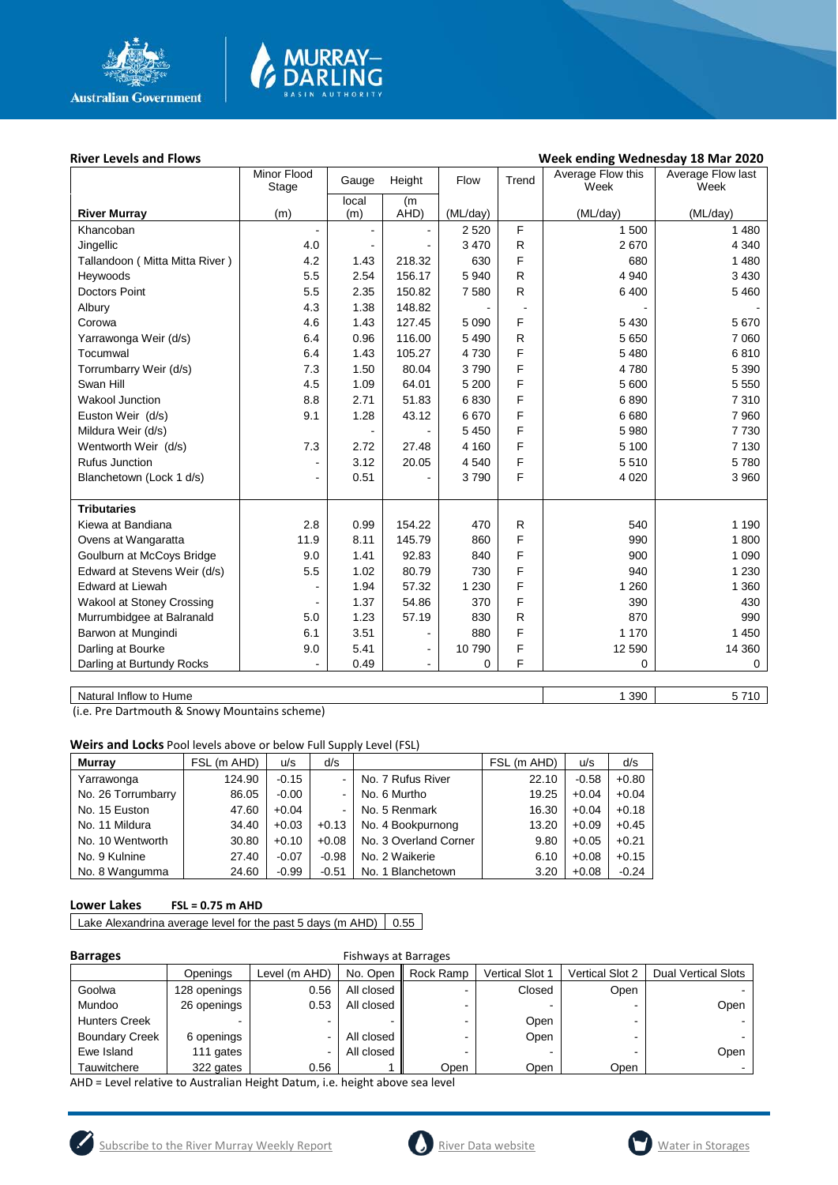## River Levels and Flows

**Week ending Wednesday 18 Mar 2020**

| River Murray | Minor Flood Stage (m) | Gauge local (m) | Height (m AHD) | Flow (ML/day) | Trend | Average Flow this Week (ML/day) | Average Flow last Week (ML/day) |
|---|---|---|---|---|---|---|---|
| Khancoban | - | - | - | 2 520 | F | 1 500 | 1 480 |
| Jingellic | 4.0 | - | - | 3 470 | R | 2 670 | 4 340 |
| Tallandoon ( Mitta Mitta River ) | 4.2 | 1.43 | 218.32 | 630 | F | 680 | 1 480 |
| Heywoods | 5.5 | 2.54 | 156.17 | 5 940 | R | 4 940 | 3 430 |
| Doctors Point | 5.5 | 2.35 | 150.82 | 7 580 | R | 6 400 | 5 460 |
| Albury | 4.3 | 1.38 | 148.82 | - | - | - | - |
| Corowa | 4.6 | 1.43 | 127.45 | 5 090 | F | 5 430 | 5 670 |
| Yarrawonga Weir (d/s) | 6.4 | 0.96 | 116.00 | 5 490 | R | 5 650 | 7 060 |
| Tocumwal | 6.4 | 1.43 | 105.27 | 4 730 | F | 5 480 | 6 810 |
| Torrumbarry Weir (d/s) | 7.3 | 1.50 | 80.04 | 3 790 | F | 4 780 | 5 390 |
| Swan Hill | 4.5 | 1.09 | 64.01 | 5 200 | F | 5 600 | 5 550 |
| Wakool Junction | 8.8 | 2.71 | 51.83 | 6 830 | F | 6 890 | 7 310 |
| Euston Weir (d/s) | 9.1 | 1.28 | 43.12 | 6 670 | F | 6 680 | 7 960 |
| Mildura Weir (d/s) | | - | - | 5 450 | F | 5 980 | 7 730 |
| Wentworth Weir (d/s) | 7.3 | 2.72 | 27.48 | 4 160 | F | 5 100 | 7 130 |
| Rufus Junction | - | 3.12 | 20.05 | 4 540 | F | 5 510 | 5 780 |
| Blanchetown (Lock 1 d/s) | - | 0.51 | - | 3 790 | F | 4 020 | 3 960 |
| **Tributaries** | | | | | | | |
| Kiewa at Bandiana | 2.8 | 0.99 | 154.22 | 470 | R | 540 | 1 190 |
| Ovens at Wangaratta | 11.9 | 8.11 | 145.79 | 860 | F | 990 | 1 800 |
| Goulburn at McCoys Bridge | 9.0 | 1.41 | 92.83 | 840 | F | 900 | 1 090 |
| Edward at Stevens Weir (d/s) | 5.5 | 1.02 | 80.79 | 730 | F | 940 | 1 230 |
| Edward at Liewah | - | 1.94 | 57.32 | 1 230 | F | 1 260 | 1 360 |
| Wakool at Stoney Crossing | - | 1.37 | 54.86 | 370 | F | 390 | 430 |
| Murrumbidgee at Balranald | 5.0 | 1.23 | 57.19 | 830 | R | 870 | 990 |
| Barwon at Mungindi | 6.1 | 3.51 | - | 880 | F | 1 170 | 1 450 |
| Darling at Bourke | 9.0 | 5.41 | - | 10 790 | F | 12 590 | 14 360 |
| Darling at Burtundy Rocks | - | 0.49 | - | 0 | F | 0 | 0 |

| | This Week | Last Week |
|---|---|---|
| Natural Inflow to Hume | 1 390 | 5 710 |

(i.e. Pre Dartmouth & Snowy Mountains scheme)

## Weirs and Locks
Pool levels above or below Full Supply Level (FSL)

| Murray | FSL (m AHD) | u/s | d/s | | FSL (m AHD) | u/s | d/s |
|---|---|---|---|---|---|---|---|
| Yarrawonga | 124.90 | -0.15 | - | No. 7 Rufus River | 22.10 | -0.58 | +0.80 |
| No. 26 Torrumbarry | 86.05 | -0.00 | - | No. 6 Murtho | 19.25 | +0.04 | +0.04 |
| No. 15 Euston | 47.60 | +0.04 | - | No. 5 Renmark | 16.30 | +0.04 | +0.18 |
| No. 11 Mildura | 34.40 | +0.03 | +0.13 | No. 4 Bookpurnong | 13.20 | +0.09 | +0.45 |
| No. 10 Wentworth | 30.80 | +0.10 | +0.08 | No. 3 Overland Corner | 9.80 | +0.05 | +0.21 |
| No. 9 Kulnine | 27.40 | -0.07 | -0.98 | No. 2 Waikerie | 6.10 | +0.08 | +0.15 |
| No. 8 Wangumma | 24.60 | -0.99 | -0.51 | No. 1 Blanchetown | 3.20 | +0.08 | -0.24 |

## Lower Lakes
**FSL = 0.75 m AHD**

| Lake Alexandrina average level for the past 5 days (m AHD) | 0.55 |
|---|---|

## Barrages

| | Openings | Level (m AHD) | Fishways at Barrages: No. Open | Rock Ramp | Vertical Slot 1 | Vertical Slot 2 | Dual Vertical Slots |
|---|---|---|---|---|---|---|---|
| Goolwa | 128 openings | 0.56 | All closed | - | Closed | Open | - |
| Mundoo | 26 openings | 0.53 | All closed | - | - | - | Open |
| Hunters Creek | - | - | - | - | Open | - | - |
| Boundary Creek | 6 openings | - | All closed | - | Open | - | - |
| Ewe Island | 111 gates | - | All closed | - | - | - | Open |
| Tauwitchere | 322 gates | 0.56 | 1 | Open | Open | Open | - |

AHD = Level relative to Australian Height Datum, i.e. height above sea level

Subscribe to the River Murray Weekly Report | River Data website | Water in Storages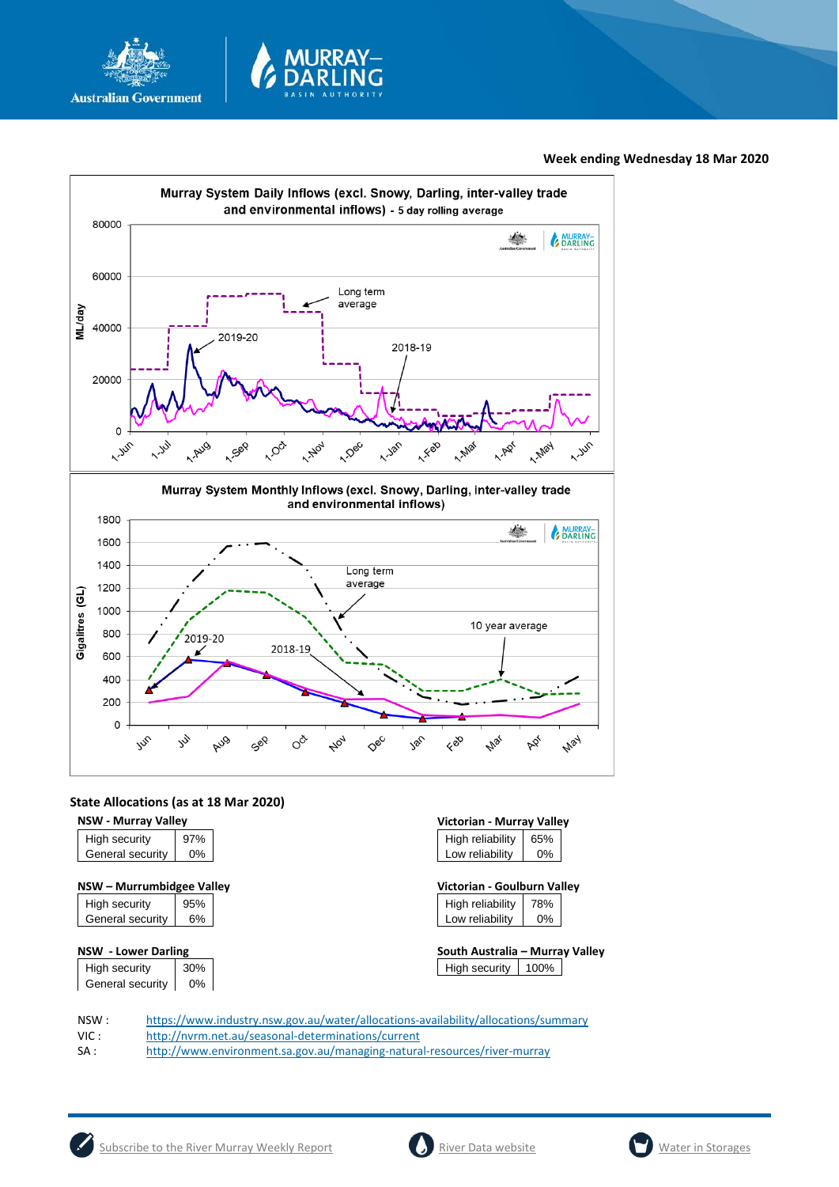**Week ending Wednesday 18 Mar 2020**

Murray System Daily Inflows (excl. Snowy, Darling, inter-valley trade and environmental inflows) - 5 day rolling average

ML/day

80000
60000
40000
20000
0

1-Jun 1-Jul 1-Aug 1-Sep 1-Oct 1-Nov 1-Dec 1-Jan 1-Feb 1-Mar 1-Apr 1-May 1-Jun

Long term average
2019-20
2018-19

Murray System Monthly Inflows (excl. Snowy, Darling, inter-valley trade and environmental inflows)

Gigalitres (GL)

1800
1600
1400
1200
1000
800
600
400
200
0

Jun Jul Aug Sep Oct Nov Dec Jan Feb Mar Apr May

Long term average
10 year average
2019-20
2018-19

## State Allocations (as at 18 Mar 2020)

**NSW - Murray Valley**

| | |
|---|---|
| High security | 97% |
| General security | 0% |

**NSW – Murrumbidgee Valley**

| | |
|---|---|
| High security | 95% |
| General security | 6% |

**NSW - Lower Darling**

| | |
|---|---|
| High security | 30% |
| General security | 0% |

**Victorian - Murray Valley**

| | |
|---|---|
| High reliability | 65% |
| Low reliability | 0% |

**Victorian - Goulburn Valley**

| | |
|---|---|
| High reliability | 78% |
| Low reliability | 0% |

**South Australia – Murray Valley**

| | |
|---|---|
| High security | 100% |

NSW : https://www.industry.nsw.gov.au/water/allocations-availability/allocations/summary
VIC : http://nvrm.net.au/seasonal-determinations/current
SA : http://www.environment.sa.gov.au/managing-natural-resources/river-murray

Subscribe to the River Murray Weekly Report    River Data website    Water in Storages